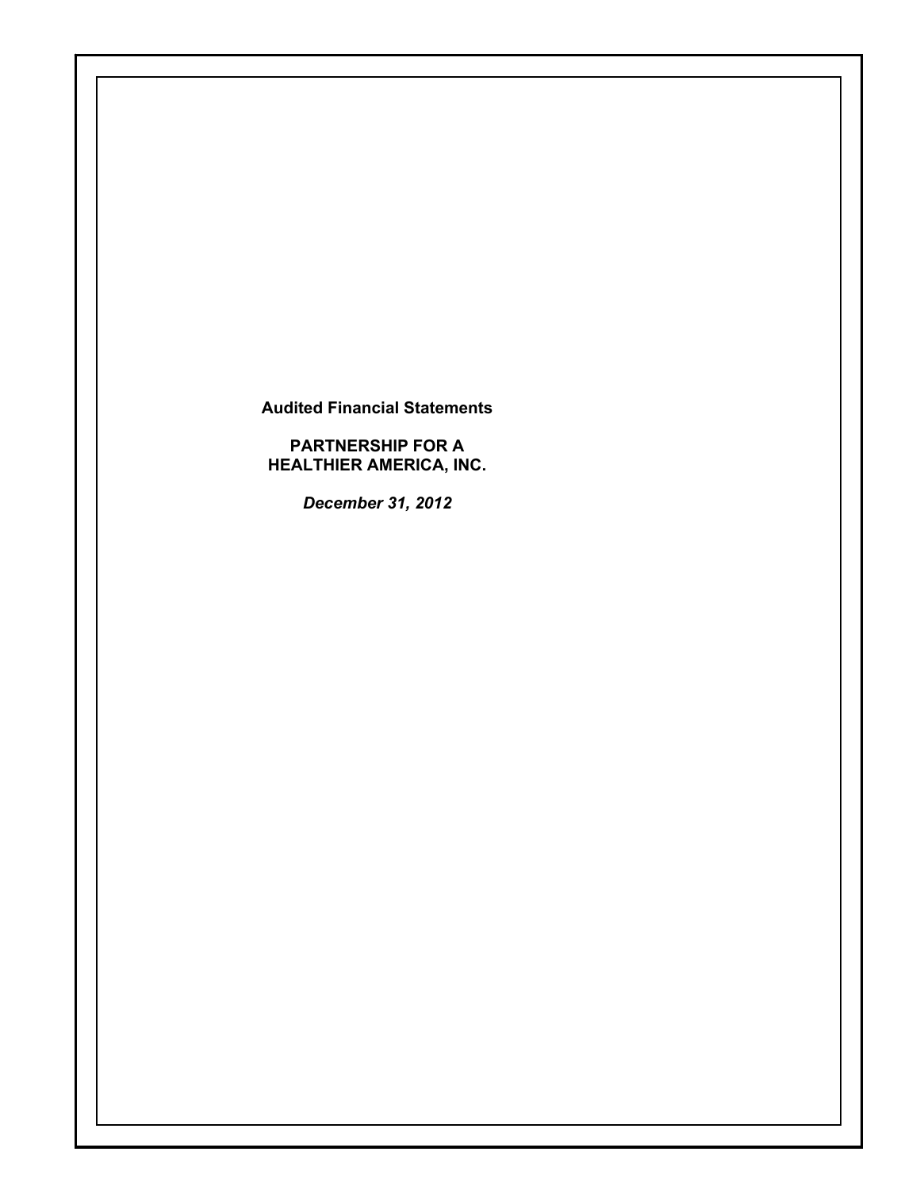**Audited Financial Statements**

**PARTNERSHIP FOR A HEALTHIER AMERICA, INC.**

***December 31, 2012***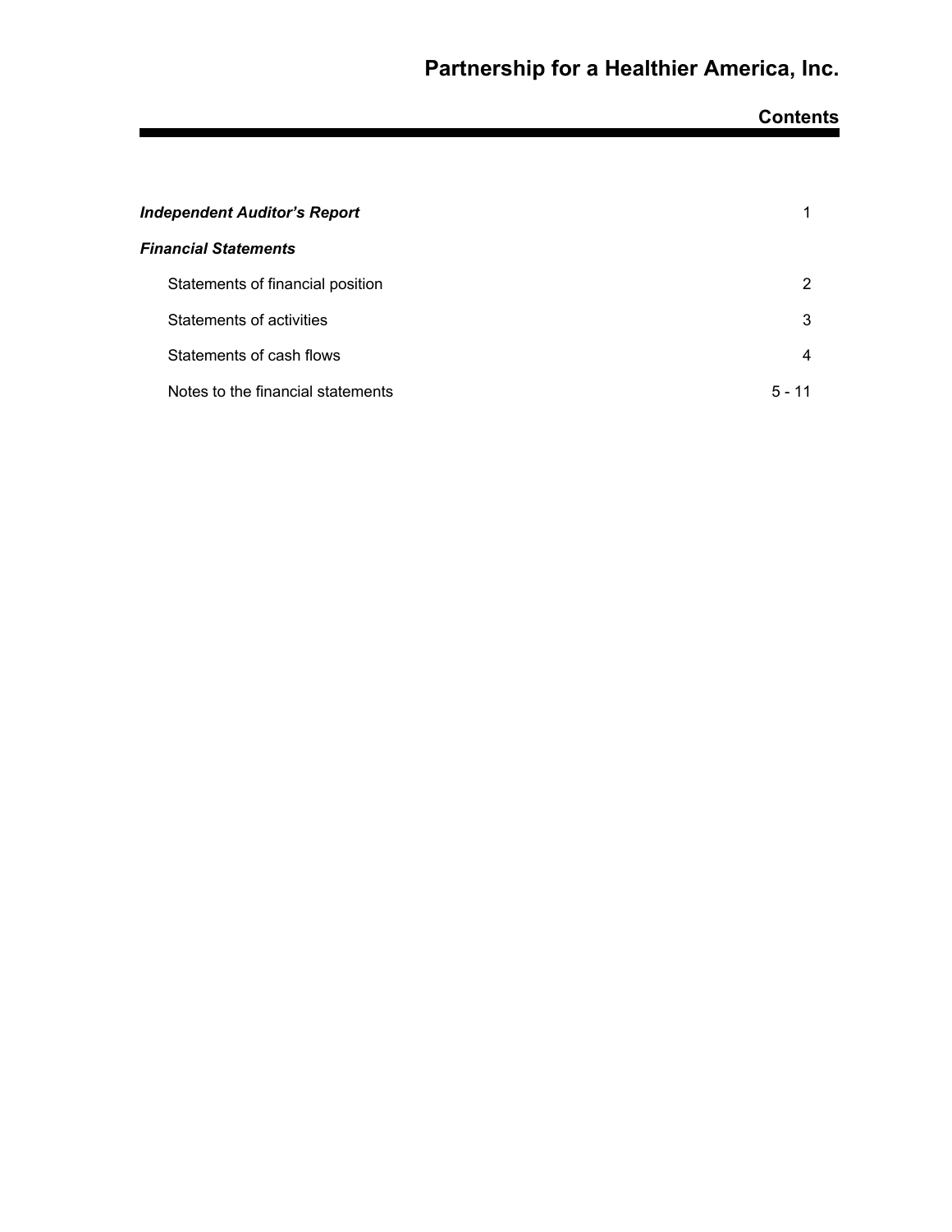# Partnership for a Healthier America, Inc.

## Contents

| | |
|---|---|
| ***Independent Auditor's Report*** | 1 |
| ***Financial Statements*** | |
| Statements of financial position | 2 |
| Statements of activities | 3 |
| Statements of cash flows | 4 |
| Notes to the financial statements | 5 - 11 |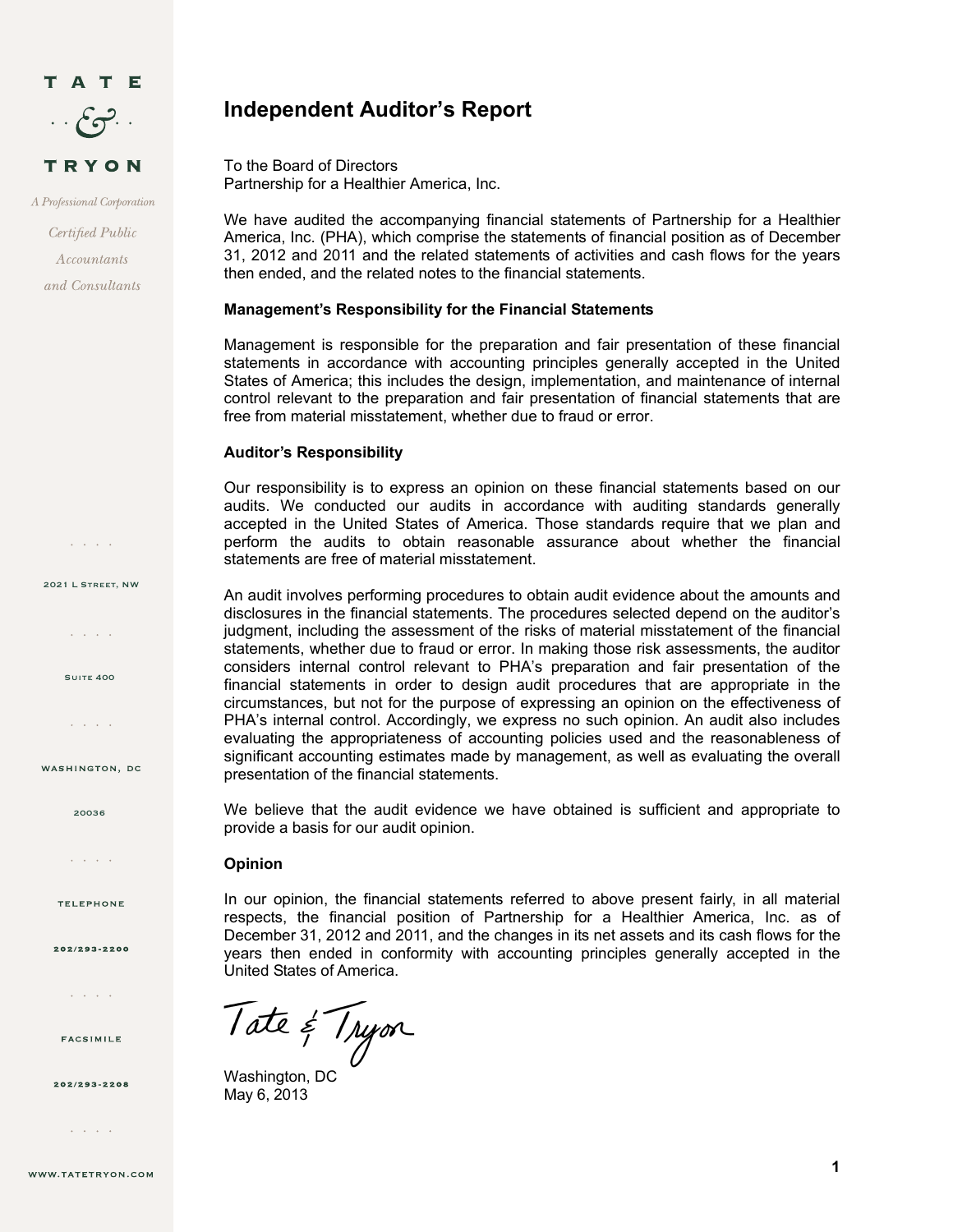# Independent Auditor's Report

To the Board of Directors
Partnership for a Healthier America, Inc.

We have audited the accompanying financial statements of Partnership for a Healthier America, Inc. (PHA), which comprise the statements of financial position as of December 31, 2012 and 2011 and the related statements of activities and cash flows for the years then ended, and the related notes to the financial statements.

**Management's Responsibility for the Financial Statements**

Management is responsible for the preparation and fair presentation of these financial statements in accordance with accounting principles generally accepted in the United States of America; this includes the design, implementation, and maintenance of internal control relevant to the preparation and fair presentation of financial statements that are free from material misstatement, whether due to fraud or error.

**Auditor's Responsibility**

Our responsibility is to express an opinion on these financial statements based on our audits. We conducted our audits in accordance with auditing standards generally accepted in the United States of America. Those standards require that we plan and perform the audits to obtain reasonable assurance about whether the financial statements are free of material misstatement.

An audit involves performing procedures to obtain audit evidence about the amounts and disclosures in the financial statements. The procedures selected depend on the auditor's judgment, including the assessment of the risks of material misstatement of the financial statements, whether due to fraud or error. In making those risk assessments, the auditor considers internal control relevant to PHA's preparation and fair presentation of the financial statements in order to design audit procedures that are appropriate in the circumstances, but not for the purpose of expressing an opinion on the effectiveness of PHA's internal control. Accordingly, we express no such opinion. An audit also includes evaluating the appropriateness of accounting policies used and the reasonableness of significant accounting estimates made by management, as well as evaluating the overall presentation of the financial statements.

We believe that the audit evidence we have obtained is sufficient and appropriate to provide a basis for our audit opinion.

**Opinion**

In our opinion, the financial statements referred to above present fairly, in all material respects, the financial position of Partnership for a Healthier America, Inc. as of December 31, 2012 and 2011, and the changes in its net assets and its cash flows for the years then ended in conformity with accounting principles generally accepted in the United States of America.

*Tate & Tryon*

Washington, DC
May 6, 2013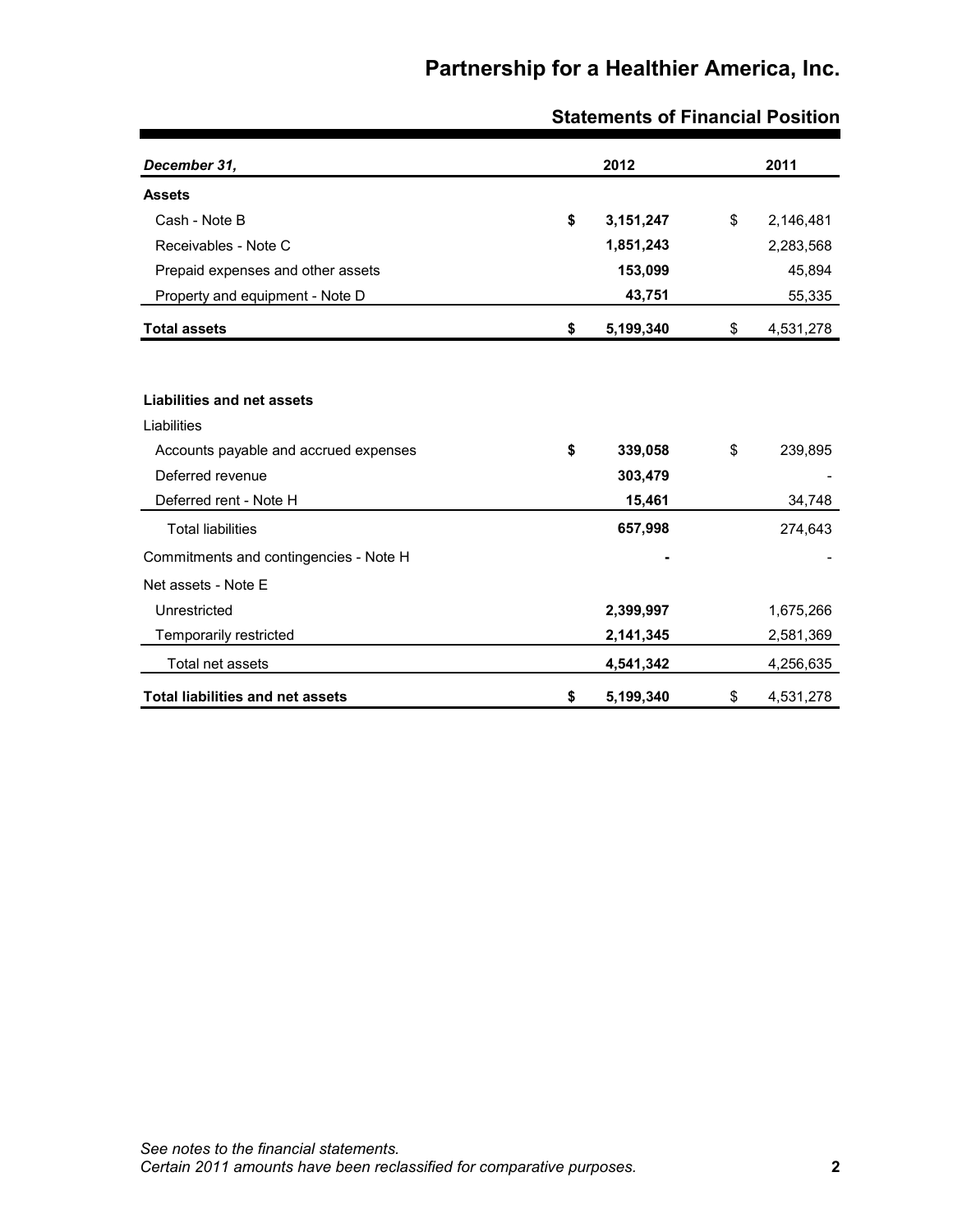# Partnership for a Healthier America, Inc.

## Statements of Financial Position

| *December 31,* | 2012 | 2011 |
|---|---|---|
| **Assets** | | |
| Cash - Note B | **$ 3,151,247** | $ 2,146,481 |
| Receivables - Note C | **1,851,243** | 2,283,568 |
| Prepaid expenses and other assets | **153,099** | 45,894 |
| Property and equipment - Note D | **43,751** | 55,335 |
| **Total assets** | **$ 5,199,340** | $ 4,531,278 |
| | | |
| **Liabilities and net assets** | | |
| Liabilities | | |
| Accounts payable and accrued expenses | **$ 339,058** | $ 239,895 |
| Deferred revenue | **303,479** | - |
| Deferred rent - Note H | **15,461** | 34,748 |
| Total liabilities | **657,998** | 274,643 |
| Commitments and contingencies - Note H | **-** | - |
| Net assets - Note E | | |
| Unrestricted | **2,399,997** | 1,675,266 |
| Temporarily restricted | **2,141,345** | 2,581,369 |
| Total net assets | **4,541,342** | 4,256,635 |
| **Total liabilities and net assets** | **$ 5,199,340** | $ 4,531,278 |

*See notes to the financial statements.*
*Certain 2011 amounts have been reclassified for comparative purposes.*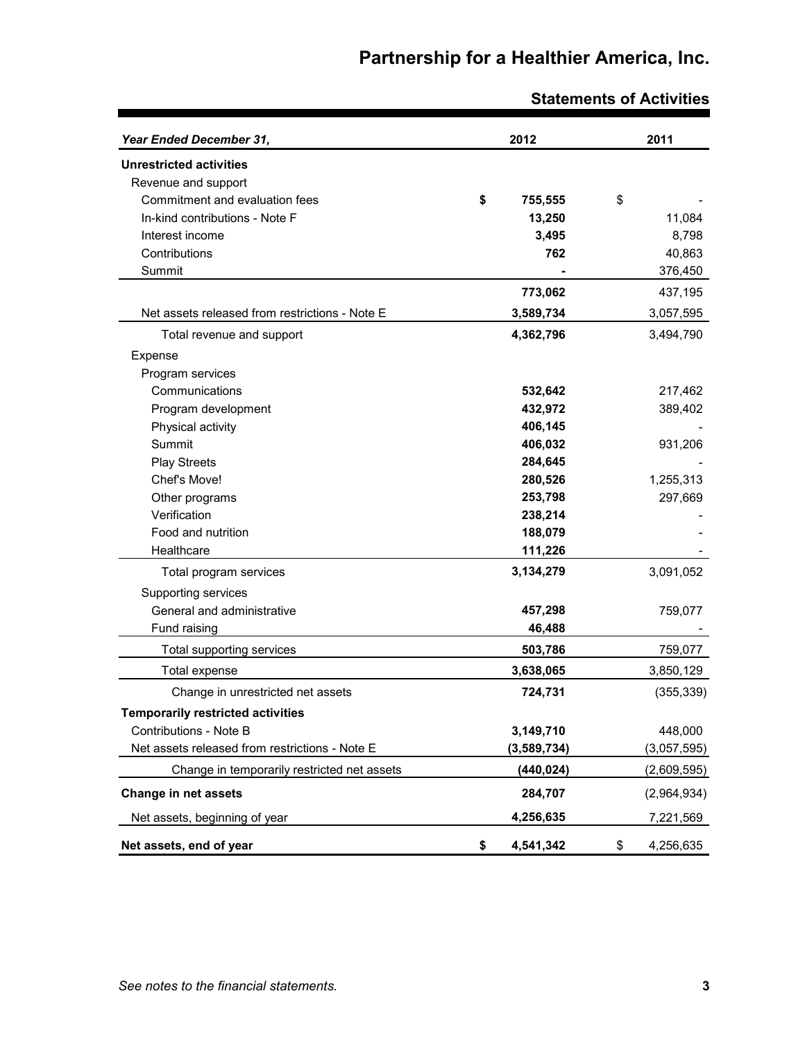# Partnership for a Healthier America, Inc.

## Statements of Activities

| *Year Ended December 31,* | 2012 | 2011 |
|---|---|---|
| **Unrestricted activities** | | |
| Revenue and support | | |
| Commitment and evaluation fees | **$ 755,555** | $ - |
| In-kind contributions - Note F | **13,250** | 11,084 |
| Interest income | **3,495** | 8,798 |
| Contributions | **762** | 40,863 |
| Summit | **-** | 376,450 |
| | **773,062** | 437,195 |
| Net assets released from restrictions - Note E | **3,589,734** | 3,057,595 |
| Total revenue and support | **4,362,796** | 3,494,790 |
| Expense | | |
| Program services | | |
| Communications | **532,642** | 217,462 |
| Program development | **432,972** | 389,402 |
| Physical activity | **406,145** | - |
| Summit | **406,032** | 931,206 |
| Play Streets | **284,645** | - |
| Chef's Move! | **280,526** | 1,255,313 |
| Other programs | **253,798** | 297,669 |
| Verification | **238,214** | - |
| Food and nutrition | **188,079** | - |
| Healthcare | **111,226** | - |
| Total program services | **3,134,279** | 3,091,052 |
| Supporting services | | |
| General and administrative | **457,298** | 759,077 |
| Fund raising | **46,488** | - |
| Total supporting services | **503,786** | 759,077 |
| Total expense | **3,638,065** | 3,850,129 |
| Change in unrestricted net assets | **724,731** | (355,339) |
| **Temporarily restricted activities** | | |
| Contributions - Note B | **3,149,710** | 448,000 |
| Net assets released from restrictions - Note E | **(3,589,734)** | (3,057,595) |
| Change in temporarily restricted net assets | **(440,024)** | (2,609,595) |
| **Change in net assets** | **284,707** | (2,964,934) |
| Net assets, beginning of year | **4,256,635** | 7,221,569 |
| **Net assets, end of year** | **$ 4,541,342** | $ 4,256,635 |

*See notes to the financial statements.*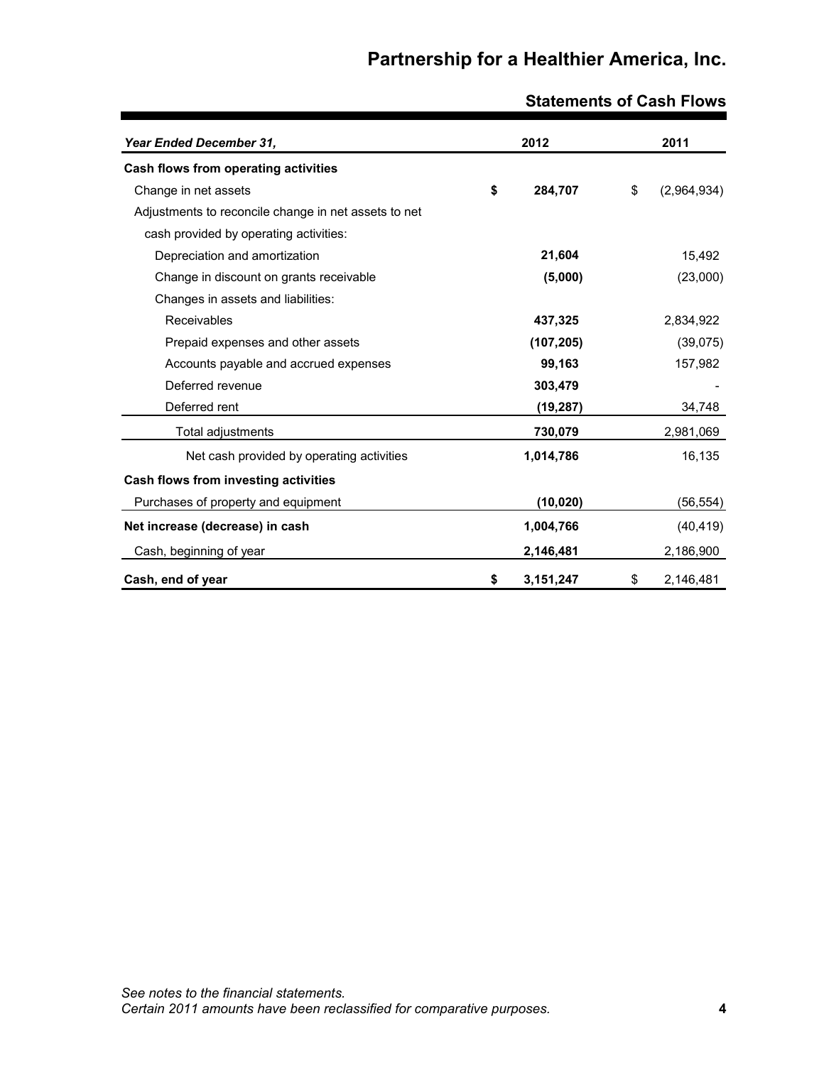# Partnership for a Healthier America, Inc.

## Statements of Cash Flows

| *Year Ended December 31,* | 2012 | 2011 |
|---|---|---|
| **Cash flows from operating activities** | | |
| Change in net assets | **$ 284,707** | $ (2,964,934) |
| Adjustments to reconcile change in net assets to net cash provided by operating activities: | | |
| Depreciation and amortization | **21,604** | 15,492 |
| Change in discount on grants receivable | **(5,000)** | (23,000) |
| Changes in assets and liabilities: | | |
| Receivables | **437,325** | 2,834,922 |
| Prepaid expenses and other assets | **(107,205)** | (39,075) |
| Accounts payable and accrued expenses | **99,163** | 157,982 |
| Deferred revenue | **303,479** | - |
| Deferred rent | **(19,287)** | 34,748 |
| Total adjustments | **730,079** | 2,981,069 |
| Net cash provided by operating activities | **1,014,786** | 16,135 |
| **Cash flows from investing activities** | | |
| Purchases of property and equipment | **(10,020)** | (56,554) |
| **Net increase (decrease) in cash** | **1,004,766** | (40,419) |
| Cash, beginning of year | **2,146,481** | 2,186,900 |
| **Cash, end of year** | **$ 3,151,247** | $ 2,146,481 |

*See notes to the financial statements.*
*Certain 2011 amounts have been reclassified for comparative purposes.*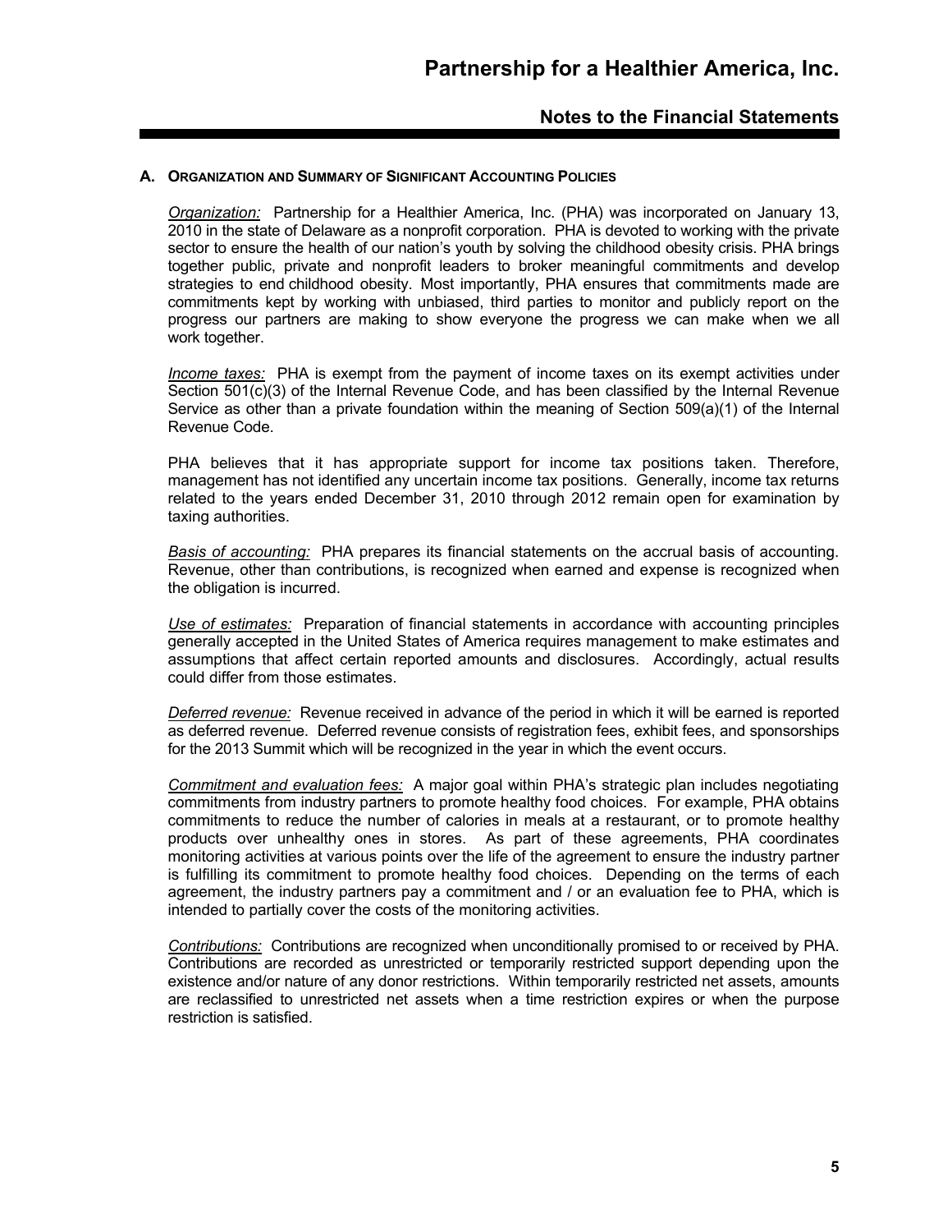# Partnership for a Healthier America, Inc.

## Notes to the Financial Statements

### A. Organization and Summary of Significant Accounting Policies

*Organization:* Partnership for a Healthier America, Inc. (PHA) was incorporated on January 13, 2010 in the state of Delaware as a nonprofit corporation. PHA is devoted to working with the private sector to ensure the health of our nation's youth by solving the childhood obesity crisis. PHA brings together public, private and nonprofit leaders to broker meaningful commitments and develop strategies to end childhood obesity. Most importantly, PHA ensures that commitments made are commitments kept by working with unbiased, third parties to monitor and publicly report on the progress our partners are making to show everyone the progress we can make when we all work together.

*Income taxes:* PHA is exempt from the payment of income taxes on its exempt activities under Section 501(c)(3) of the Internal Revenue Code, and has been classified by the Internal Revenue Service as other than a private foundation within the meaning of Section 509(a)(1) of the Internal Revenue Code.

PHA believes that it has appropriate support for income tax positions taken. Therefore, management has not identified any uncertain income tax positions. Generally, income tax returns related to the years ended December 31, 2010 through 2012 remain open for examination by taxing authorities.

*Basis of accounting:* PHA prepares its financial statements on the accrual basis of accounting. Revenue, other than contributions, is recognized when earned and expense is recognized when the obligation is incurred.

*Use of estimates:* Preparation of financial statements in accordance with accounting principles generally accepted in the United States of America requires management to make estimates and assumptions that affect certain reported amounts and disclosures. Accordingly, actual results could differ from those estimates.

*Deferred revenue:* Revenue received in advance of the period in which it will be earned is reported as deferred revenue. Deferred revenue consists of registration fees, exhibit fees, and sponsorships for the 2013 Summit which will be recognized in the year in which the event occurs.

*Commitment and evaluation fees:* A major goal within PHA's strategic plan includes negotiating commitments from industry partners to promote healthy food choices. For example, PHA obtains commitments to reduce the number of calories in meals at a restaurant, or to promote healthy products over unhealthy ones in stores. As part of these agreements, PHA coordinates monitoring activities at various points over the life of the agreement to ensure the industry partner is fulfilling its commitment to promote healthy food choices. Depending on the terms of each agreement, the industry partners pay a commitment and / or an evaluation fee to PHA, which is intended to partially cover the costs of the monitoring activities.

*Contributions:* Contributions are recognized when unconditionally promised to or received by PHA. Contributions are recorded as unrestricted or temporarily restricted support depending upon the existence and/or nature of any donor restrictions. Within temporarily restricted net assets, amounts are reclassified to unrestricted net assets when a time restriction expires or when the purpose restriction is satisfied.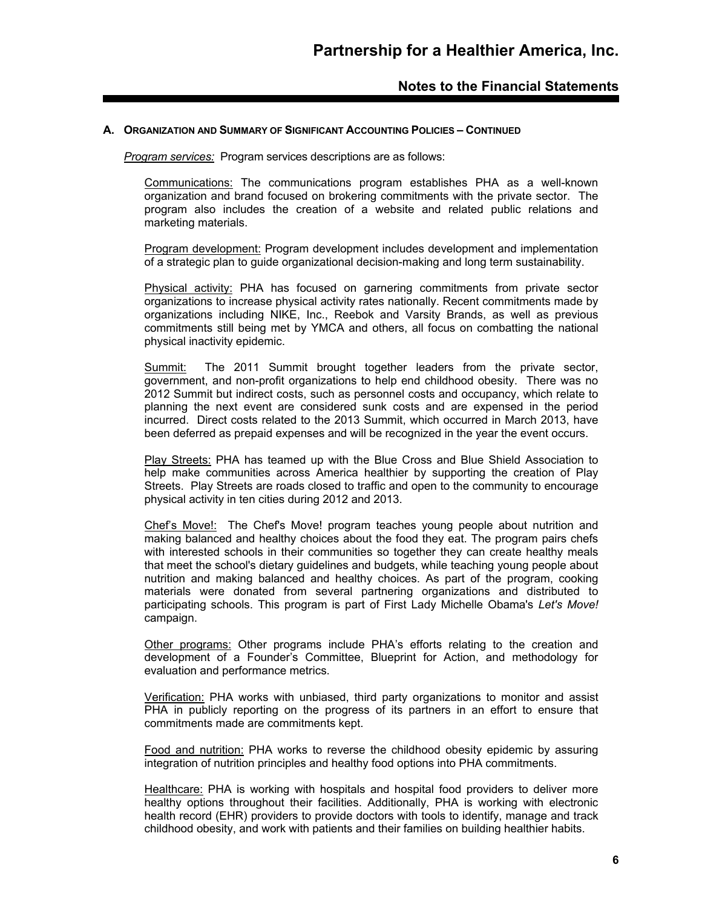**A. ORGANIZATION AND SUMMARY OF SIGNIFICANT ACCOUNTING POLICIES – CONTINUED**

*Program services:* Program services descriptions are as follows:

Communications: The communications program establishes PHA as a well-known organization and brand focused on brokering commitments with the private sector. The program also includes the creation of a website and related public relations and marketing materials.

Program development: Program development includes development and implementation of a strategic plan to guide organizational decision-making and long term sustainability.

Physical activity: PHA has focused on garnering commitments from private sector organizations to increase physical activity rates nationally. Recent commitments made by organizations including NIKE, Inc., Reebok and Varsity Brands, as well as previous commitments still being met by YMCA and others, all focus on combatting the national physical inactivity epidemic.

Summit: The 2011 Summit brought together leaders from the private sector, government, and non-profit organizations to help end childhood obesity. There was no 2012 Summit but indirect costs, such as personnel costs and occupancy, which relate to planning the next event are considered sunk costs and are expensed in the period incurred. Direct costs related to the 2013 Summit, which occurred in March 2013, have been deferred as prepaid expenses and will be recognized in the year the event occurs.

Play Streets: PHA has teamed up with the Blue Cross and Blue Shield Association to help make communities across America healthier by supporting the creation of Play Streets. Play Streets are roads closed to traffic and open to the community to encourage physical activity in ten cities during 2012 and 2013.

Chef's Move!: The Chef's Move! program teaches young people about nutrition and making balanced and healthy choices about the food they eat. The program pairs chefs with interested schools in their communities so together they can create healthy meals that meet the school's dietary guidelines and budgets, while teaching young people about nutrition and making balanced and healthy choices. As part of the program, cooking materials were donated from several partnering organizations and distributed to participating schools. This program is part of First Lady Michelle Obama's *Let's Move!* campaign.

Other programs: Other programs include PHA's efforts relating to the creation and development of a Founder's Committee, Blueprint for Action, and methodology for evaluation and performance metrics.

Verification: PHA works with unbiased, third party organizations to monitor and assist PHA in publicly reporting on the progress of its partners in an effort to ensure that commitments made are commitments kept.

Food and nutrition: PHA works to reverse the childhood obesity epidemic by assuring integration of nutrition principles and healthy food options into PHA commitments.

Healthcare: PHA is working with hospitals and hospital food providers to deliver more healthy options throughout their facilities. Additionally, PHA is working with electronic health record (EHR) providers to provide doctors with tools to identify, manage and track childhood obesity, and work with patients and their families on building healthier habits.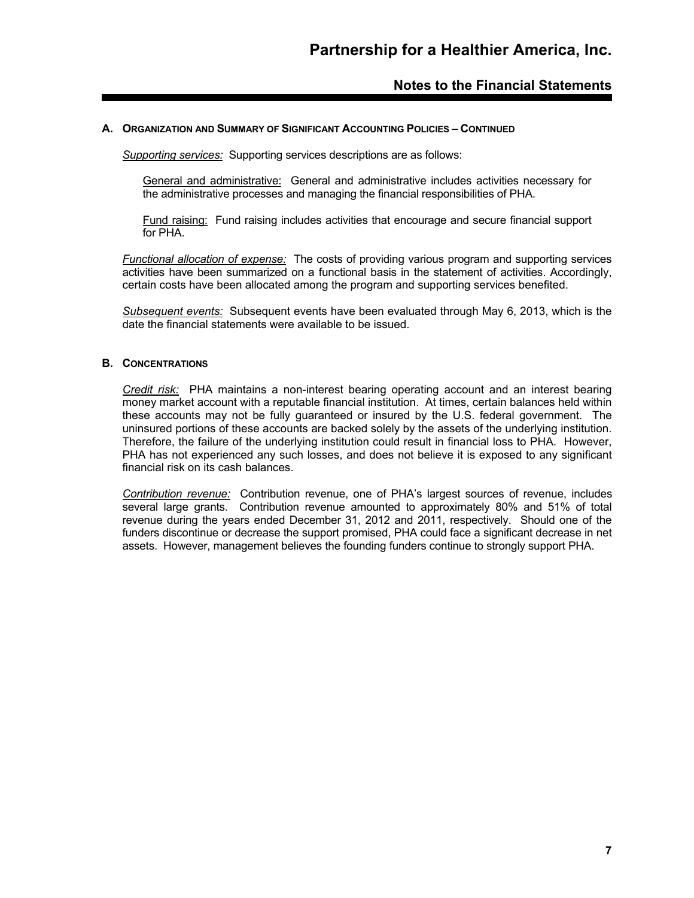# Partnership for a Healthier America, Inc.

## Notes to the Financial Statements

### A. Organization and Summary of Significant Accounting Policies – Continued

*Supporting services:* Supporting services descriptions are as follows:

General and administrative: General and administrative includes activities necessary for the administrative processes and managing the financial responsibilities of PHA.

Fund raising: Fund raising includes activities that encourage and secure financial support for PHA.

*Functional allocation of expense:* The costs of providing various program and supporting services activities have been summarized on a functional basis in the statement of activities. Accordingly, certain costs have been allocated among the program and supporting services benefited.

*Subsequent events:* Subsequent events have been evaluated through May 6, 2013, which is the date the financial statements were available to be issued.

### B. Concentrations

*Credit risk:* PHA maintains a non-interest bearing operating account and an interest bearing money market account with a reputable financial institution. At times, certain balances held within these accounts may not be fully guaranteed or insured by the U.S. federal government. The uninsured portions of these accounts are backed solely by the assets of the underlying institution. Therefore, the failure of the underlying institution could result in financial loss to PHA. However, PHA has not experienced any such losses, and does not believe it is exposed to any significant financial risk on its cash balances.

*Contribution revenue:* Contribution revenue, one of PHA's largest sources of revenue, includes several large grants. Contribution revenue amounted to approximately 80% and 51% of total revenue during the years ended December 31, 2012 and 2011, respectively. Should one of the funders discontinue or decrease the support promised, PHA could face a significant decrease in net assets. However, management believes the founding funders continue to strongly support PHA.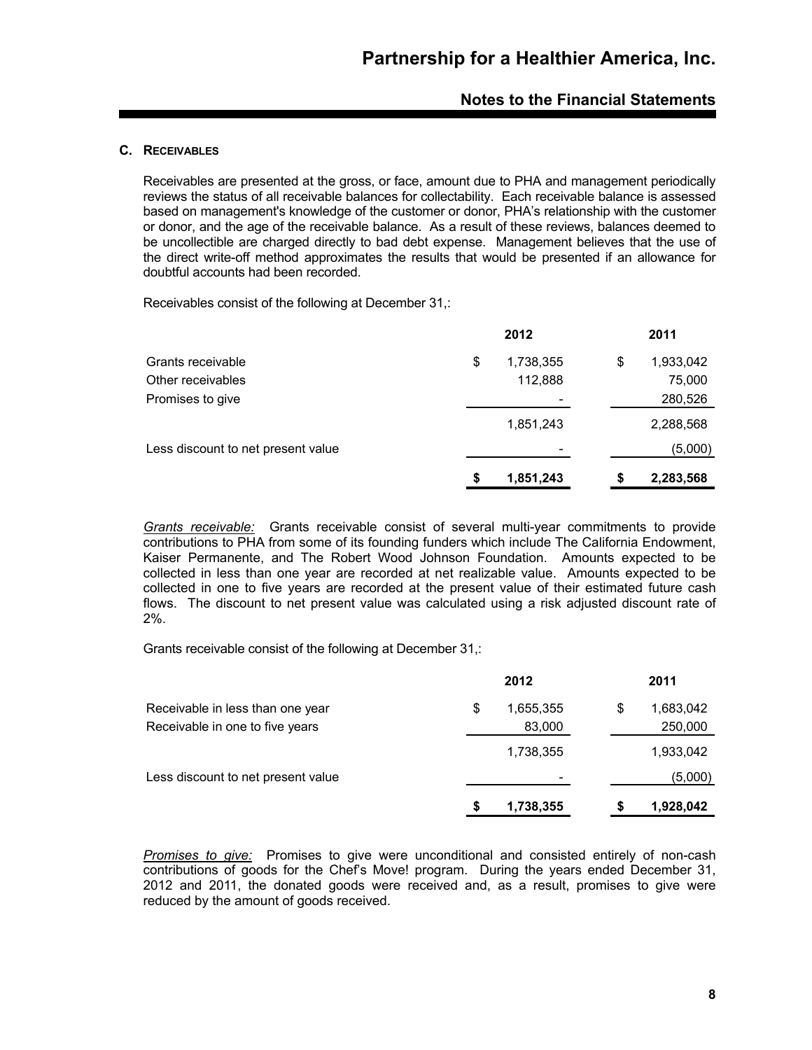### C. RECEIVABLES

Receivables are presented at the gross, or face, amount due to PHA and management periodically reviews the status of all receivable balances for collectability. Each receivable balance is assessed based on management's knowledge of the customer or donor, PHA's relationship with the customer or donor, and the age of the receivable balance. As a result of these reviews, balances deemed to be uncollectible are charged directly to bad debt expense. Management believes that the use of the direct write-off method approximates the results that would be presented if an allowance for doubtful accounts had been recorded.

Receivables consist of the following at December 31,:

| | 2012 | 2011 |
|---|---|---|
| Grants receivable | $ 1,738,355 | $ 1,933,042 |
| Other receivables | 112,888 | 75,000 |
| Promises to give | - | 280,526 |
| | 1,851,243 | 2,288,568 |
| Less discount to net present value | - | (5,000) |
| | **$ 1,851,243** | **$ 2,283,568** |

*Grants receivable:* Grants receivable consist of several multi-year commitments to provide contributions to PHA from some of its founding funders which include The California Endowment, Kaiser Permanente, and The Robert Wood Johnson Foundation. Amounts expected to be collected in less than one year are recorded at net realizable value. Amounts expected to be collected in one to five years are recorded at the present value of their estimated future cash flows. The discount to net present value was calculated using a risk adjusted discount rate of 2%.

Grants receivable consist of the following at December 31,:

| | 2012 | 2011 |
|---|---|---|
| Receivable in less than one year | $ 1,655,355 | $ 1,683,042 |
| Receivable in one to five years | 83,000 | 250,000 |
| | 1,738,355 | 1,933,042 |
| Less discount to net present value | - | (5,000) |
| | **$ 1,738,355** | **$ 1,928,042** |

*Promises to give:* Promises to give were unconditional and consisted entirely of non-cash contributions of goods for the Chef's Move! program. During the years ended December 31, 2012 and 2011, the donated goods were received and, as a result, promises to give were reduced by the amount of goods received.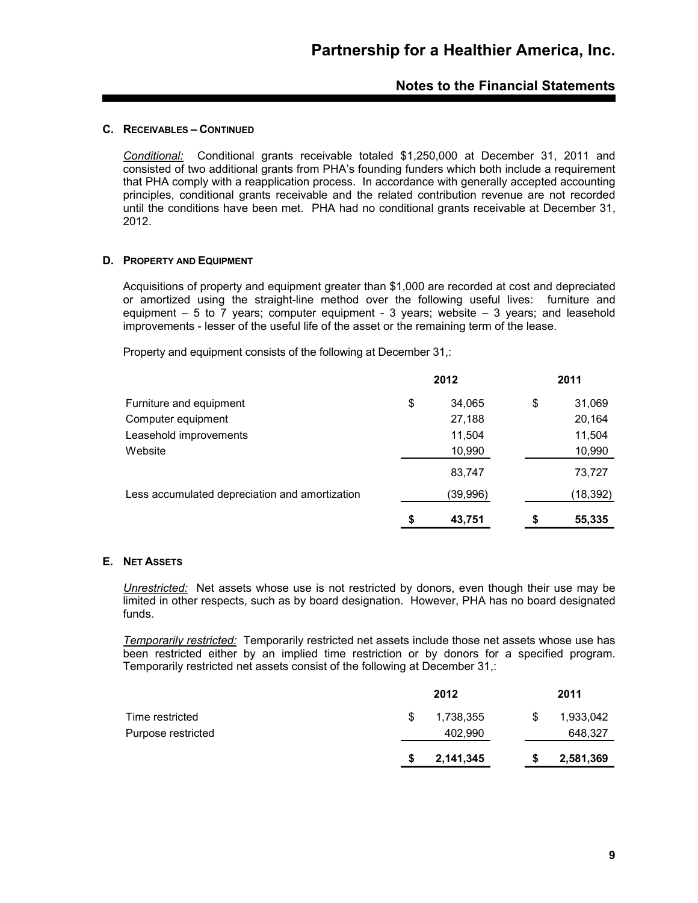### C. Receivables – Continued

*Conditional:* Conditional grants receivable totaled $1,250,000 at December 31, 2011 and consisted of two additional grants from PHA's founding funders which both include a requirement that PHA comply with a reapplication process. In accordance with generally accepted accounting principles, conditional grants receivable and the related contribution revenue are not recorded until the conditions have been met. PHA had no conditional grants receivable at December 31, 2012.

### D. Property and Equipment

Acquisitions of property and equipment greater than $1,000 are recorded at cost and depreciated or amortized using the straight-line method over the following useful lives: furniture and equipment – 5 to 7 years; computer equipment - 3 years; website – 3 years; and leasehold improvements - lesser of the useful life of the asset or the remaining term of the lease.

Property and equipment consists of the following at December 31,:

| | 2012 | 2011 |
|---|---|---|
| Furniture and equipment | $ 34,065 | $ 31,069 |
| Computer equipment | 27,188 | 20,164 |
| Leasehold improvements | 11,504 | 11,504 |
| Website | 10,990 | 10,990 |
| | 83,747 | 73,727 |
| Less accumulated depreciation and amortization | (39,996) | (18,392) |
| | **$ 43,751** | **$ 55,335** |

### E. Net Assets

*Unrestricted:* Net assets whose use is not restricted by donors, even though their use may be limited in other respects, such as by board designation. However, PHA has no board designated funds.

*Temporarily restricted:* Temporarily restricted net assets include those net assets whose use has been restricted either by an implied time restriction or by donors for a specified program. Temporarily restricted net assets consist of the following at December 31,:

| | 2012 | 2011 |
|---|---|---|
| Time restricted | $ 1,738,355 | $ 1,933,042 |
| Purpose restricted | 402,990 | 648,327 |
| | **$ 2,141,345** | **$ 2,581,369** |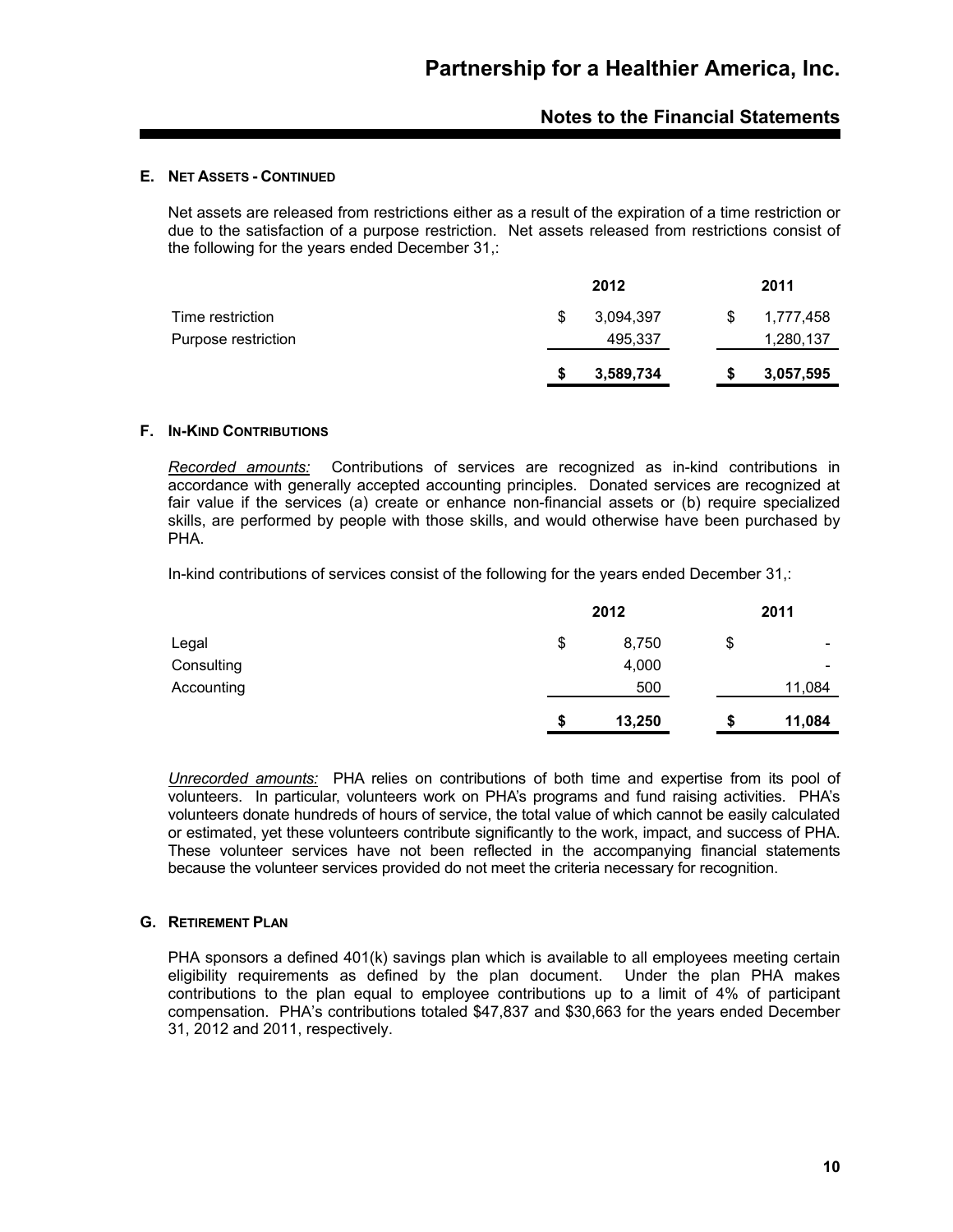### E. NET ASSETS - CONTINUED

Net assets are released from restrictions either as a result of the expiration of a time restriction or due to the satisfaction of a purpose restriction. Net assets released from restrictions consist of the following for the years ended December 31,:

| | 2012 | 2011 |
|---|---|---|
| Time restriction | $ 3,094,397 | $ 1,777,458 |
| Purpose restriction | 495,337 | 1,280,137 |
| | **$ 3,589,734** | **$ 3,057,595** |

### F. IN-KIND CONTRIBUTIONS

*Recorded amounts:* Contributions of services are recognized as in-kind contributions in accordance with generally accepted accounting principles. Donated services are recognized at fair value if the services (a) create or enhance non-financial assets or (b) require specialized skills, are performed by people with those skills, and would otherwise have been purchased by PHA.

In-kind contributions of services consist of the following for the years ended December 31,:

| | 2012 | 2011 |
|---|---|---|
| Legal | $ 8,750 | $ - |
| Consulting | 4,000 | - |
| Accounting | 500 | 11,084 |
| | **$ 13,250** | **$ 11,084** |

*Unrecorded amounts:* PHA relies on contributions of both time and expertise from its pool of volunteers. In particular, volunteers work on PHA's programs and fund raising activities. PHA's volunteers donate hundreds of hours of service, the total value of which cannot be easily calculated or estimated, yet these volunteers contribute significantly to the work, impact, and success of PHA. These volunteer services have not been reflected in the accompanying financial statements because the volunteer services provided do not meet the criteria necessary for recognition.

### G. RETIREMENT PLAN

PHA sponsors a defined 401(k) savings plan which is available to all employees meeting certain eligibility requirements as defined by the plan document. Under the plan PHA makes contributions to the plan equal to employee contributions up to a limit of 4% of participant compensation. PHA's contributions totaled $47,837 and $30,663 for the years ended December 31, 2012 and 2011, respectively.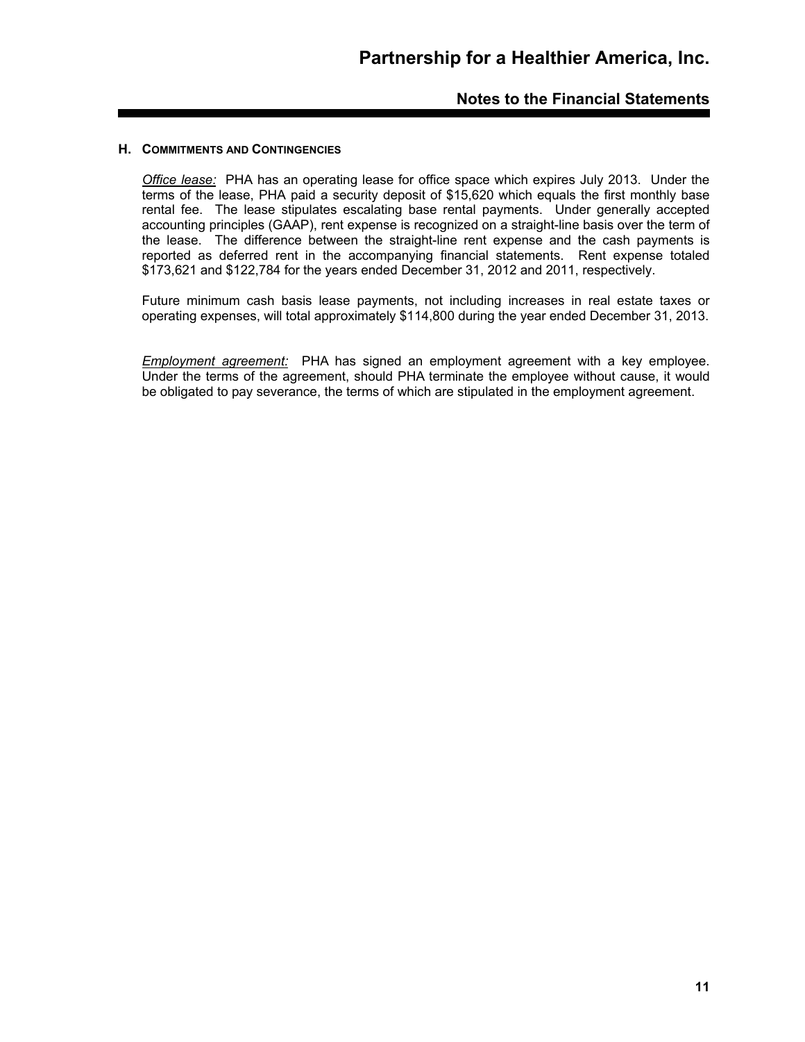### H. Commitments and Contingencies

*Office lease:* PHA has an operating lease for office space which expires July 2013. Under the terms of the lease, PHA paid a security deposit of $15,620 which equals the first monthly base rental fee. The lease stipulates escalating base rental payments. Under generally accepted accounting principles (GAAP), rent expense is recognized on a straight-line basis over the term of the lease. The difference between the straight-line rent expense and the cash payments is reported as deferred rent in the accompanying financial statements. Rent expense totaled $173,621 and $122,784 for the years ended December 31, 2012 and 2011, respectively.

Future minimum cash basis lease payments, not including increases in real estate taxes or operating expenses, will total approximately $114,800 during the year ended December 31, 2013.

*Employment agreement:* PHA has signed an employment agreement with a key employee. Under the terms of the agreement, should PHA terminate the employee without cause, it would be obligated to pay severance, the terms of which are stipulated in the employment agreement.